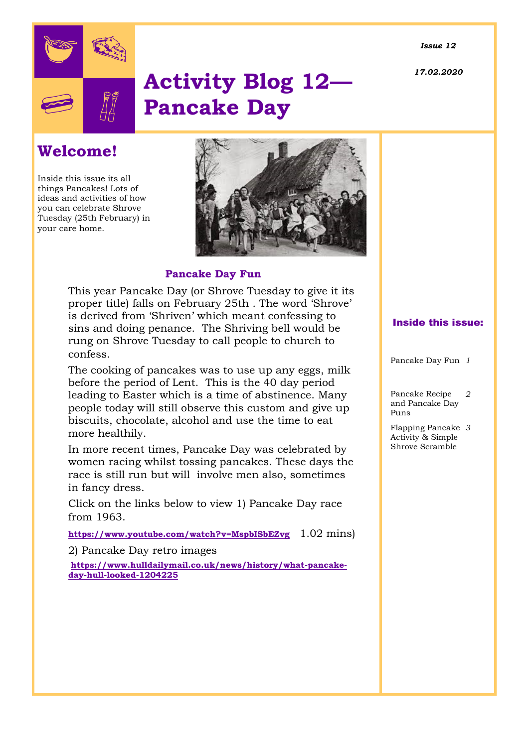*Issue 12*

*17.02.2020*

# Activity Blog 12— Pancake Day

## Welcome!

Inside this issue its all things Pancakes! Lots of ideas and activities of how you can celebrate Shrove Tuesday (25th February) in your care home.

### Pancake Day Fun

This year Pancake Day (or Shrove Tuesday to give it its proper title) falls on February 25th . The word 'Shrove' is derived from 'Shriven' which meant confessing to sins and doing penance. The Shriving bell would be rung on Shrove Tuesday to call people to church to confess.

The cooking of pancakes was to use up any eggs, milk before the period of Lent. This is the 40 day period leading to Easter which is a time of abstinence. Many people today will still observe this custom and give up biscuits, chocolate, alcohol and use the time to eat more healthily.

In more recent times, Pancake Day was celebrated by women racing whilst tossing pancakes. These days the race is still run but will involve men also, sometimes in fancy dress.

Click on the links below to view 1) Pancake Day race from 1963.

**https://www.youtube.com/watch?v=MspbISbEZvg** 1.02 mins)

2) Pancake Day retro images

**https://www.hulldailymail.co.uk/news/history/what-pancake-day-hull-looked-1204225**

### Inside this issue:

| | |
|---|---|
| Pancake Day Fun | *1* |
| Pancake Recipe and Pancake Day Puns | *2* |
| Flapping Pancake Activity & Simple Shrove Scramble | *3* |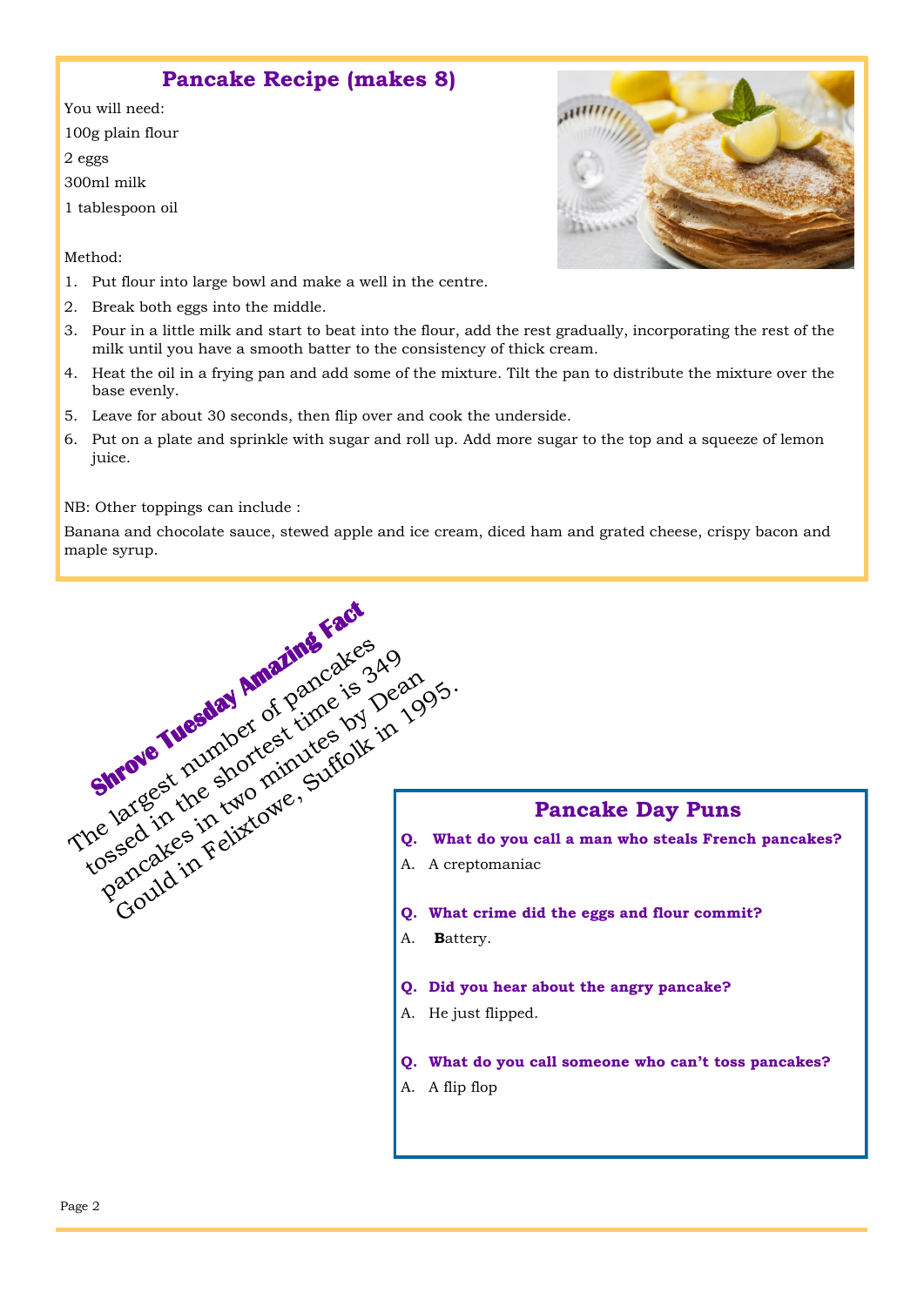## Pancake Recipe (makes 8)

You will need:

100g plain flour

2 eggs

300ml milk

1 tablespoon oil

Method:

1. Put flour into large bowl and make a well in the centre.
2. Break both eggs into the middle.
3. Pour in a little milk and start to beat into the flour, add the rest gradually, incorporating the rest of the milk until you have a smooth batter to the consistency of thick cream.
4. Heat the oil in a frying pan and add some of the mixture. Tilt the pan to distribute the mixture over the base evenly.
5. Leave for about 30 seconds, then flip over and cook the underside.
6. Put on a plate and sprinkle with sugar and roll up. Add more sugar to the top and a squeeze of lemon juice.

NB: Other toppings can include :

Banana and chocolate sauce, stewed apple and ice cream, diced ham and grated cheese, crispy bacon and maple syrup.

## Shrove Tuesday Amazing Fact

The largest number of pancakes tossed in the shortest time is 349 pancakes in two minutes by Dean Gould in Felixtowe, Suffolk in 1995.

## Pancake Day Puns

**Q. What do you call a man who steals French pancakes?**

A. A creptomaniac

**Q. What crime did the eggs and flour commit?**

A. **B**attery.

**Q. Did you hear about the angry pancake?**

A. He just flipped.

**Q. What do you call someone who can't toss pancakes?**

A. A flip flop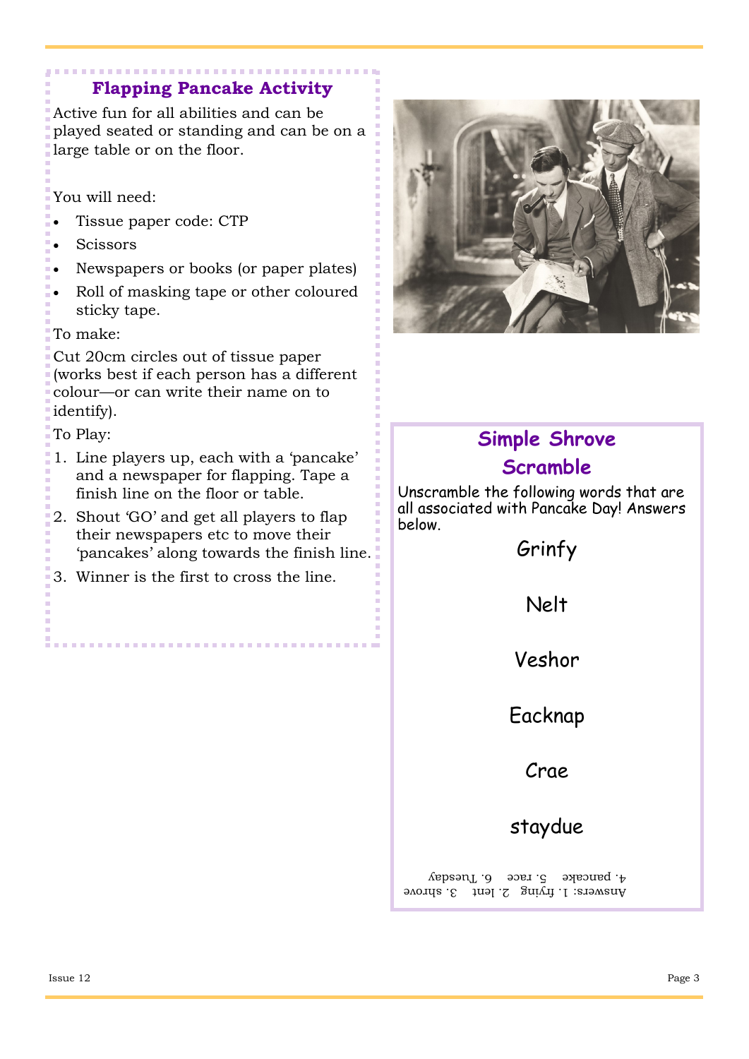## Flapping Pancake Activity

Active fun for all abilities and can be played seated or standing and can be on a large table or on the floor.

You will need:

- Tissue paper code: CTP
- Scissors
- Newspapers or books (or paper plates)
- Roll of masking tape or other coloured sticky tape.

To make:

Cut 20cm circles out of tissue paper (works best if each person has a different colour—or can write their name on to identify).

To Play:

1. Line players up, each with a 'pancake' and a newspaper for flapping. Tape a finish line on the floor or table.
2. Shout 'GO' and get all players to flap their newspapers etc to move their 'pancakes' along towards the finish line.
3. Winner is the first to cross the line.

## Simple Shrove Scramble

Unscramble the following words that are all associated with Pancake Day! Answers below.

Grinfy

Nelt

Veshor

Eacknap

Crae

staydue

Answers: 1. frying 2. lent 3. shrove 4. pancake 5. race 6. Tuesday